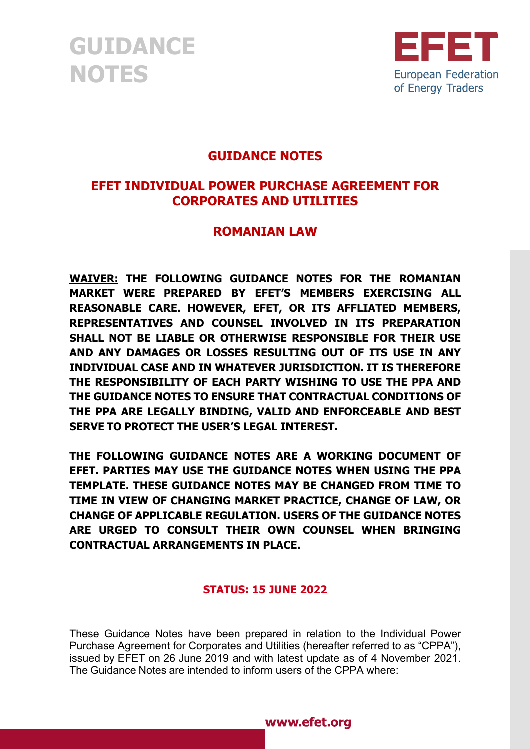# GUIDANCE NOTES

EFET
European Federation of Energy Traders

## GUIDANCE NOTES

## EFET INDIVIDUAL POWER PURCHASE AGREEMENT FOR CORPORATES AND UTILITIES

## ROMANIAN LAW

**WAIVER: THE FOLLOWING GUIDANCE NOTES FOR THE ROMANIAN MARKET WERE PREPARED BY EFET'S MEMBERS EXERCISING ALL REASONABLE CARE. HOWEVER, EFET, OR ITS AFFLIATED MEMBERS, REPRESENTATIVES AND COUNSEL INVOLVED IN ITS PREPARATION SHALL NOT BE LIABLE OR OTHERWISE RESPONSIBLE FOR THEIR USE AND ANY DAMAGES OR LOSSES RESULTING OUT OF ITS USE IN ANY INDIVIDUAL CASE AND IN WHATEVER JURISDICTION. IT IS THEREFORE THE RESPONSIBILITY OF EACH PARTY WISHING TO USE THE PPA AND THE GUIDANCE NOTES TO ENSURE THAT CONTRACTUAL CONDITIONS OF THE PPA ARE LEGALLY BINDING, VALID AND ENFORCEABLE AND BEST SERVE TO PROTECT THE USER'S LEGAL INTEREST.**

**THE FOLLOWING GUIDANCE NOTES ARE A WORKING DOCUMENT OF EFET. PARTIES MAY USE THE GUIDANCE NOTES WHEN USING THE PPA TEMPLATE. THESE GUIDANCE NOTES MAY BE CHANGED FROM TIME TO TIME IN VIEW OF CHANGING MARKET PRACTICE, CHANGE OF LAW, OR CHANGE OF APPLICABLE REGULATION. USERS OF THE GUIDANCE NOTES ARE URGED TO CONSULT THEIR OWN COUNSEL WHEN BRINGING CONTRACTUAL ARRANGEMENTS IN PLACE.**

**STATUS: 15 JUNE 2022**

These Guidance Notes have been prepared in relation to the Individual Power Purchase Agreement for Corporates and Utilities (hereafter referred to as "CPPA"), issued by EFET on 26 June 2019 and with latest update as of 4 November 2021. The Guidance Notes are intended to inform users of the CPPA where: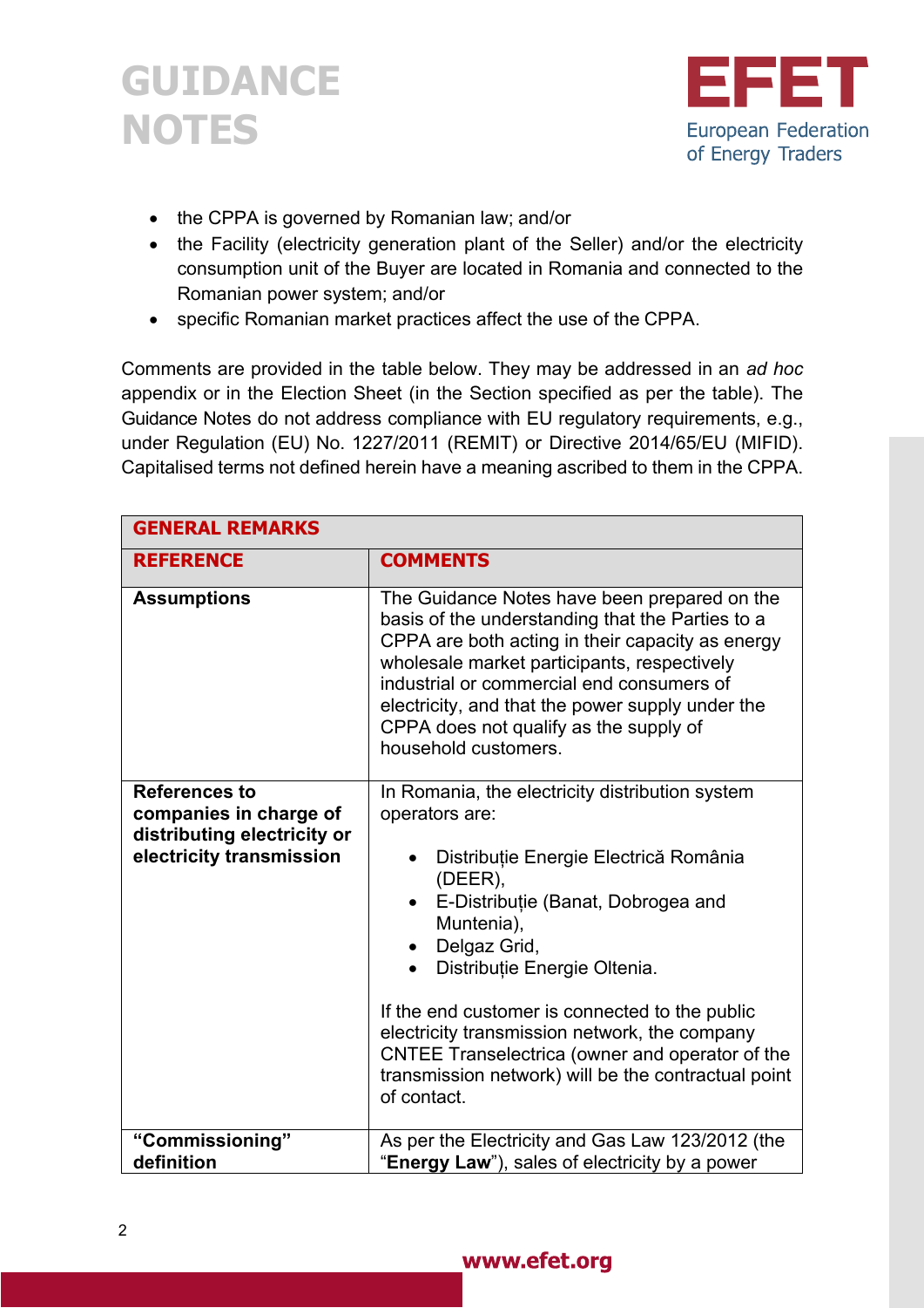- the CPPA is governed by Romanian law; and/or
- the Facility (electricity generation plant of the Seller) and/or the electricity consumption unit of the Buyer are located in Romania and connected to the Romanian power system; and/or
- specific Romanian market practices affect the use of the CPPA.

Comments are provided in the table below. They may be addressed in an *ad hoc* appendix or in the Election Sheet (in the Section specified as per the table). The Guidance Notes do not address compliance with EU regulatory requirements, e.g., under Regulation (EU) No. 1227/2011 (REMIT) or Directive 2014/65/EU (MIFID). Capitalised terms not defined herein have a meaning ascribed to them in the CPPA.

| **GENERAL REMARKS** | |
|---|---|
| **REFERENCE** | **COMMENTS** |
| **Assumptions** | The Guidance Notes have been prepared on the basis of the understanding that the Parties to a CPPA are both acting in their capacity as energy wholesale market participants, respectively industrial or commercial end consumers of electricity, and that the power supply under the CPPA does not qualify as the supply of household customers. |
| **References to companies in charge of distributing electricity or electricity transmission** | In Romania, the electricity distribution system operators are:<br>• Distribuție Energie Electrică România (DEER),<br>• E-Distribuție (Banat, Dobrogea and Muntenia),<br>• Delgaz Grid,<br>• Distribuție Energie Oltenia.<br><br>If the end customer is connected to the public electricity transmission network, the company CNTEE Transelectrica (owner and operator of the transmission network) will be the contractual point of contact. |
| **"Commissioning" definition** | As per the Electricity and Gas Law 123/2012 (the "**Energy Law**"), sales of electricity by a power |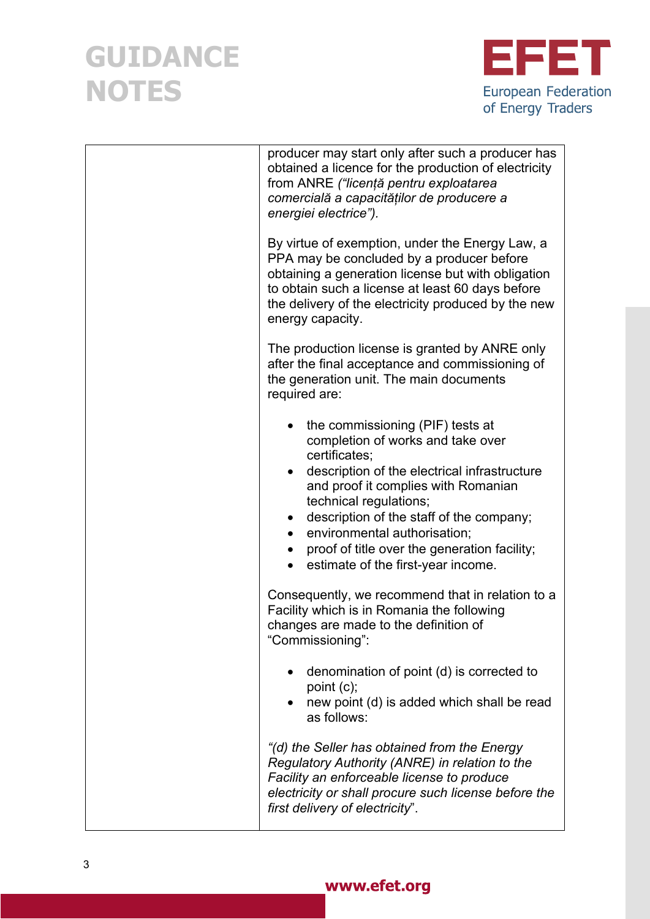| | producer may start only after such a producer has obtained a licence for the production of electricity from ANRE *("licență pentru exploatarea comercială a capacităților de producere a energiei electrice").*<br><br>By virtue of exemption, under the Energy Law, a PPA may be concluded by a producer before obtaining a generation license but with obligation to obtain such a license at least 60 days before the delivery of the electricity produced by the new energy capacity.<br><br>The production license is granted by ANRE only after the final acceptance and commissioning of the generation unit. The main documents required are:<br><br>• the commissioning (PIF) tests at completion of works and take over certificates;<br>• description of the electrical infrastructure and proof it complies with Romanian technical regulations;<br>• description of the staff of the company;<br>• environmental authorisation;<br>• proof of title over the generation facility;<br>• estimate of the first-year income.<br><br>Consequently, we recommend that in relation to a Facility which is in Romania the following changes are made to the definition of "Commissioning":<br><br>• denomination of point (d) is corrected to point (c);<br>• new point (d) is added which shall be read as follows:<br><br>*"(d) the Seller has obtained from the Energy Regulatory Authority (ANRE) in relation to the Facility an enforceable license to produce electricity or shall procure such license before the first delivery of electricity*". |
|---|---|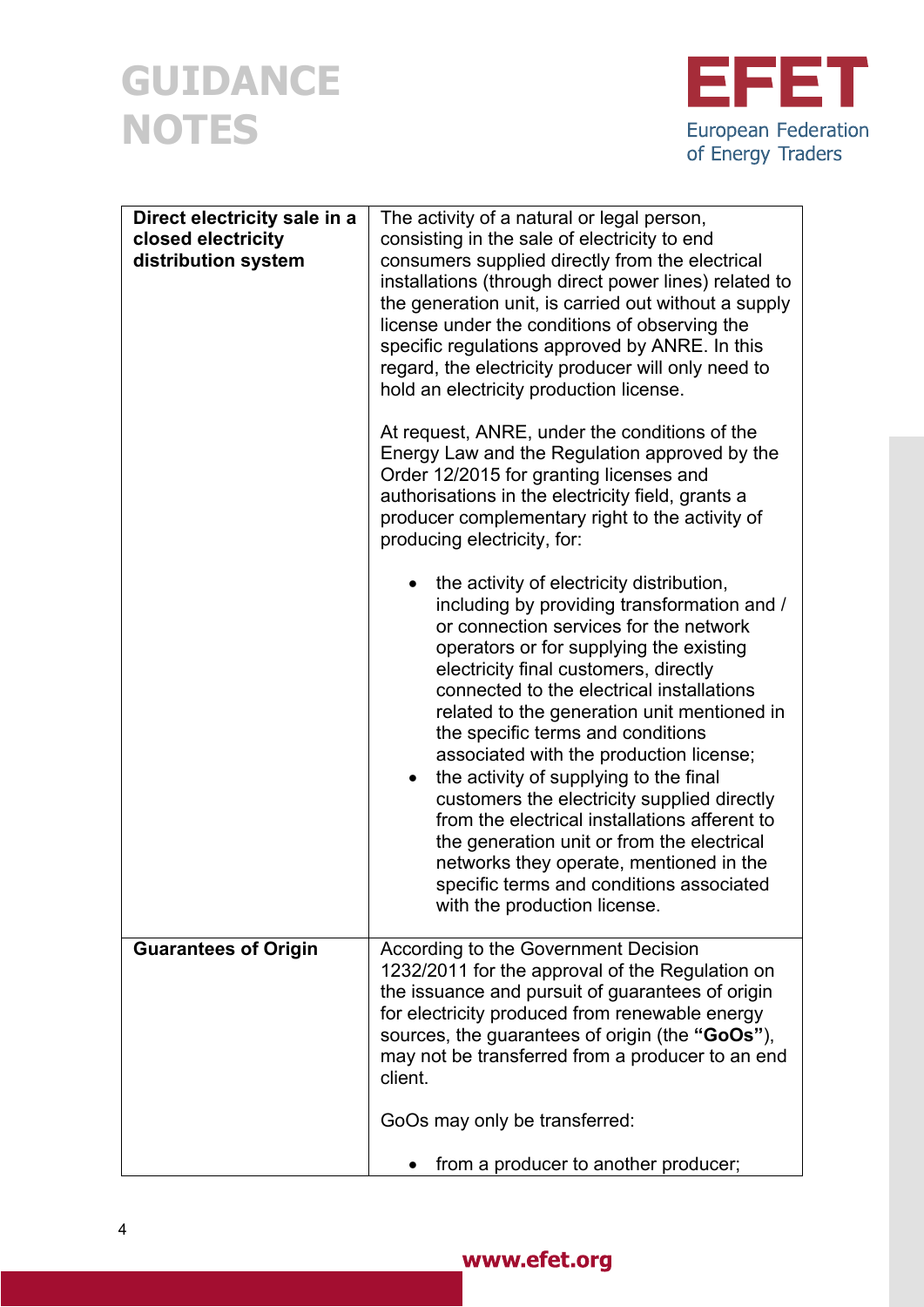| | |
|---|---|
| **Direct electricity sale in a closed electricity distribution system** | The activity of a natural or legal person, consisting in the sale of electricity to end consumers supplied directly from the electrical installations (through direct power lines) related to the generation unit, is carried out without a supply license under the conditions of observing the specific regulations approved by ANRE. In this regard, the electricity producer will only need to hold an electricity production license.<br><br>At request, ANRE, under the conditions of the Energy Law and the Regulation approved by the Order 12/2015 for granting licenses and authorisations in the electricity field, grants a producer complementary right to the activity of producing electricity, for:<br><br>• the activity of electricity distribution, including by providing transformation and / or connection services for the network operators or for supplying the existing electricity final customers, directly connected to the electrical installations related to the generation unit mentioned in the specific terms and conditions associated with the production license;<br>• the activity of supplying to the final customers the electricity supplied directly from the electrical installations afferent to the generation unit or from the electrical networks they operate, mentioned in the specific terms and conditions associated with the production license. |
| **Guarantees of Origin** | According to the Government Decision 1232/2011 for the approval of the Regulation on the issuance and pursuit of guarantees of origin for electricity produced from renewable energy sources, the guarantees of origin (the **"GoOs"**), may not be transferred from a producer to an end client.<br><br>GoOs may only be transferred:<br><br>• from a producer to another producer; |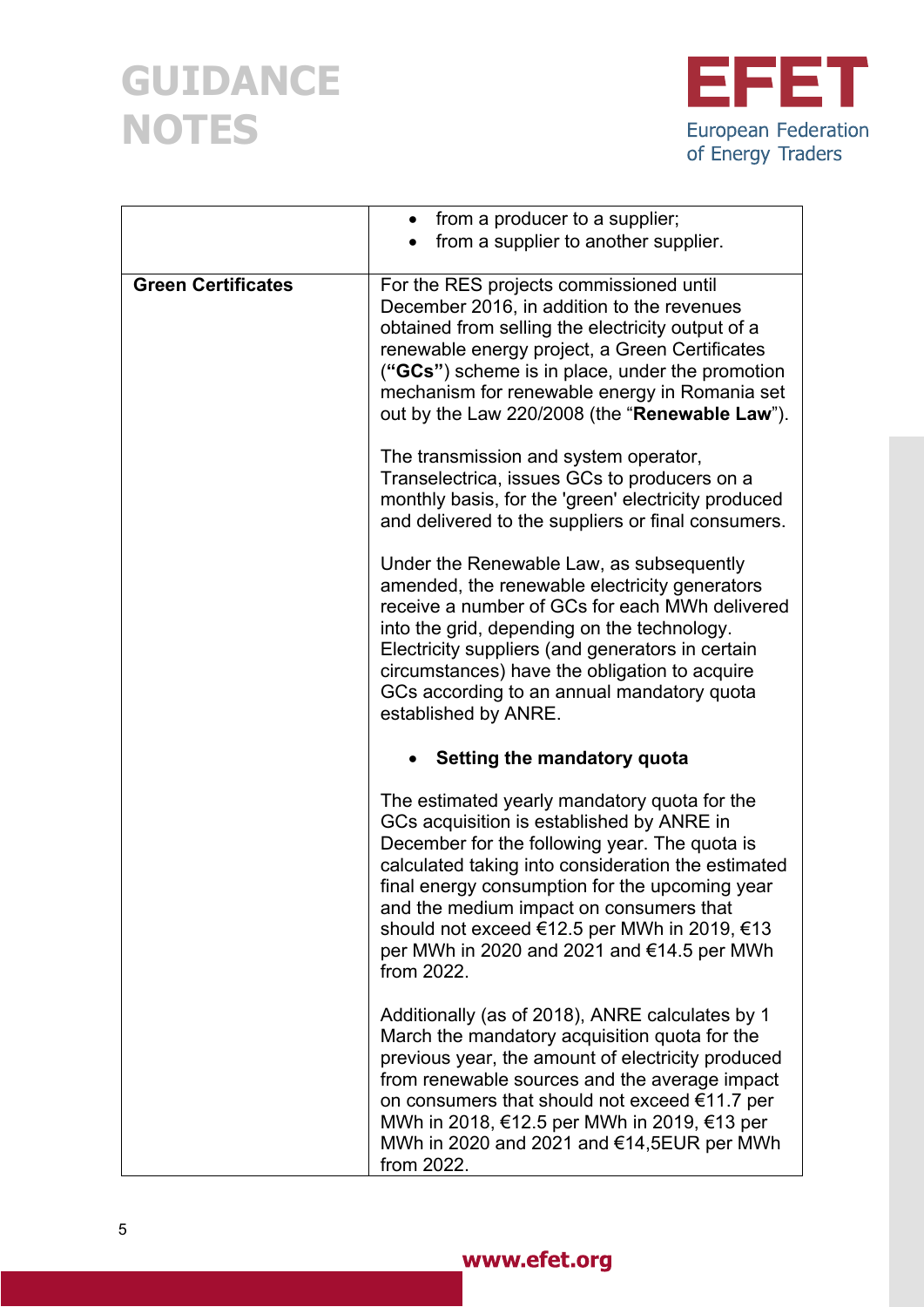| | |
|---|---|
| | • from a producer to a supplier;<br>• from a supplier to another supplier. |
| **Green Certificates** | For the RES projects commissioned until December 2016, in addition to the revenues obtained from selling the electricity output of a renewable energy project, a Green Certificates (**"GCs"**) scheme is in place, under the promotion mechanism for renewable energy in Romania set out by the Law 220/2008 (the "**Renewable Law**").<br><br>The transmission and system operator, Transelectrica, issues GCs to producers on a monthly basis, for the 'green' electricity produced and delivered to the suppliers or final consumers.<br><br>Under the Renewable Law, as subsequently amended, the renewable electricity generators receive a number of GCs for each MWh delivered into the grid, depending on the technology. Electricity suppliers (and generators in certain circumstances) have the obligation to acquire GCs according to an annual mandatory quota established by ANRE.<br><br>• **Setting the mandatory quota**<br><br>The estimated yearly mandatory quota for the GCs acquisition is established by ANRE in December for the following year. The quota is calculated taking into consideration the estimated final energy consumption for the upcoming year and the medium impact on consumers that should not exceed €12.5 per MWh in 2019, €13 per MWh in 2020 and 2021 and €14.5 per MWh from 2022.<br><br>Additionally (as of 2018), ANRE calculates by 1 March the mandatory acquisition quota for the previous year, the amount of electricity produced from renewable sources and the average impact on consumers that should not exceed €11.7 per MWh in 2018, €12.5 per MWh in 2019, €13 per MWh in 2020 and 2021 and €14,5EUR per MWh from 2022. |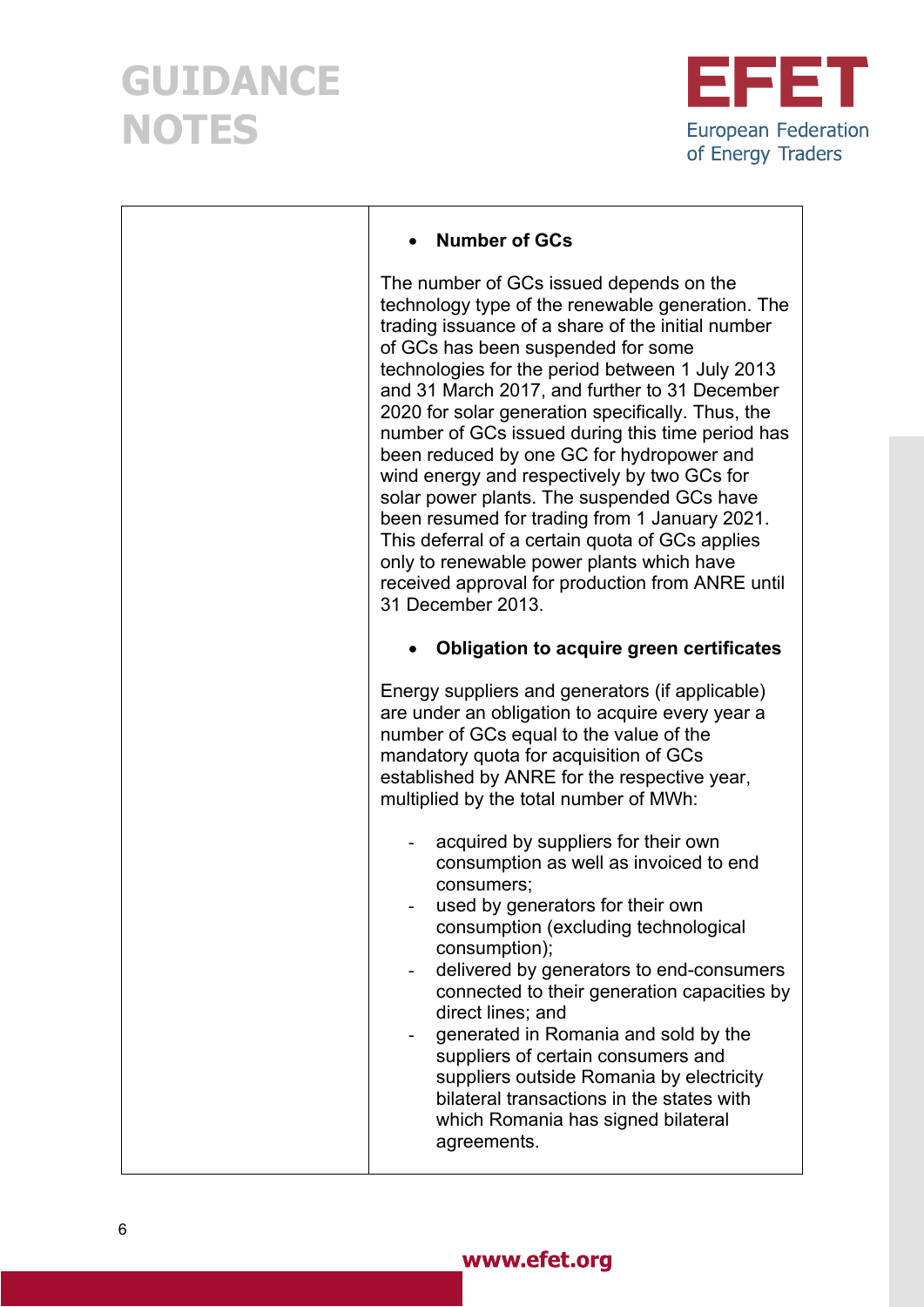| | • **Number of GCs**<br><br>The number of GCs issued depends on the technology type of the renewable generation. The trading issuance of a share of the initial number of GCs has been suspended for some technologies for the period between 1 July 2013 and 31 March 2017, and further to 31 December 2020 for solar generation specifically. Thus, the number of GCs issued during this time period has been reduced by one GC for hydropower and wind energy and respectively by two GCs for solar power plants. The suspended GCs have been resumed for trading from 1 January 2021. This deferral of a certain quota of GCs applies only to renewable power plants which have received approval for production from ANRE until 31 December 2013.<br><br>• **Obligation to acquire green certificates**<br><br>Energy suppliers and generators (if applicable) are under an obligation to acquire every year a number of GCs equal to the value of the mandatory quota for acquisition of GCs established by ANRE for the respective year, multiplied by the total number of MWh:<br><br>- acquired by suppliers for their own consumption as well as invoiced to end consumers;<br>- used by generators for their own consumption (excluding technological consumption);<br>- delivered by generators to end-consumers connected to their generation capacities by direct lines; and<br>- generated in Romania and sold by the suppliers of certain consumers and suppliers outside Romania by electricity bilateral transactions in the states with which Romania has signed bilateral agreements. |
|---|---|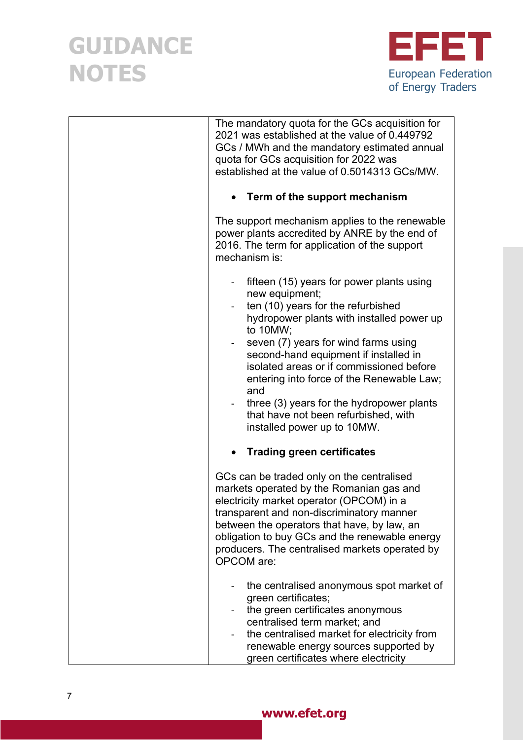| | The mandatory quota for the GCs acquisition for 2021 was established at the value of 0.449792 GCs / MWh and the mandatory estimated annual quota for GCs acquisition for 2022 was established at the value of 0.5014313 GCs/MW.<br><br>• **Term of the support mechanism**<br><br>The support mechanism applies to the renewable power plants accredited by ANRE by the end of 2016. The term for application of the support mechanism is:<br><br>- fifteen (15) years for power plants using new equipment;<br>- ten (10) years for the refurbished hydropower plants with installed power up to 10MW;<br>- seven (7) years for wind farms using second-hand equipment if installed in isolated areas or if commissioned before entering into force of the Renewable Law; and<br>- three (3) years for the hydropower plants that have not been refurbished, with installed power up to 10MW.<br><br>• **Trading green certificates**<br><br>GCs can be traded only on the centralised markets operated by the Romanian gas and electricity market operator (OPCOM) in a transparent and non-discriminatory manner between the operators that have, by law, an obligation to buy GCs and the renewable energy producers. The centralised markets operated by OPCOM are:<br><br>- the centralised anonymous spot market of green certificates;<br>- the green certificates anonymous centralised term market; and<br>- the centralised market for electricity from renewable energy sources supported by green certificates where electricity |
|---|---|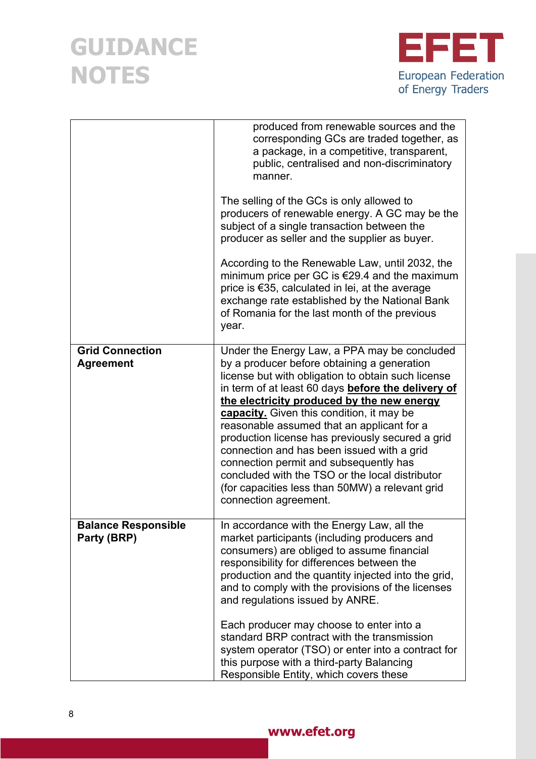| | |
|---|---|
| | produced from renewable sources and the corresponding GCs are traded together, as a package, in a competitive, transparent, public, centralised and non-discriminatory manner.<br><br>The selling of the GCs is only allowed to producers of renewable energy. A GC may be the subject of a single transaction between the producer as seller and the supplier as buyer.<br><br>According to the Renewable Law, until 2032, the minimum price per GC is €29.4 and the maximum price is €35, calculated in lei, at the average exchange rate established by the National Bank of Romania for the last month of the previous year. |
| **Grid Connection Agreement** | Under the Energy Law, a PPA may be concluded by a producer before obtaining a generation license but with obligation to obtain such license in term of at least 60 days **before the delivery of the electricity produced by the new energy capacity.** Given this condition, it may be reasonable assumed that an applicant for a production license has previously secured a grid connection and has been issued with a grid connection permit and subsequently has concluded with the TSO or the local distributor (for capacities less than 50MW) a relevant grid connection agreement. |
| **Balance Responsible Party (BRP)** | In accordance with the Energy Law, all the market participants (including producers and consumers) are obliged to assume financial responsibility for differences between the production and the quantity injected into the grid, and to comply with the provisions of the licenses and regulations issued by ANRE.<br><br>Each producer may choose to enter into a standard BRP contract with the transmission system operator (TSO) or enter into a contract for this purpose with a third-party Balancing Responsible Entity, which covers these |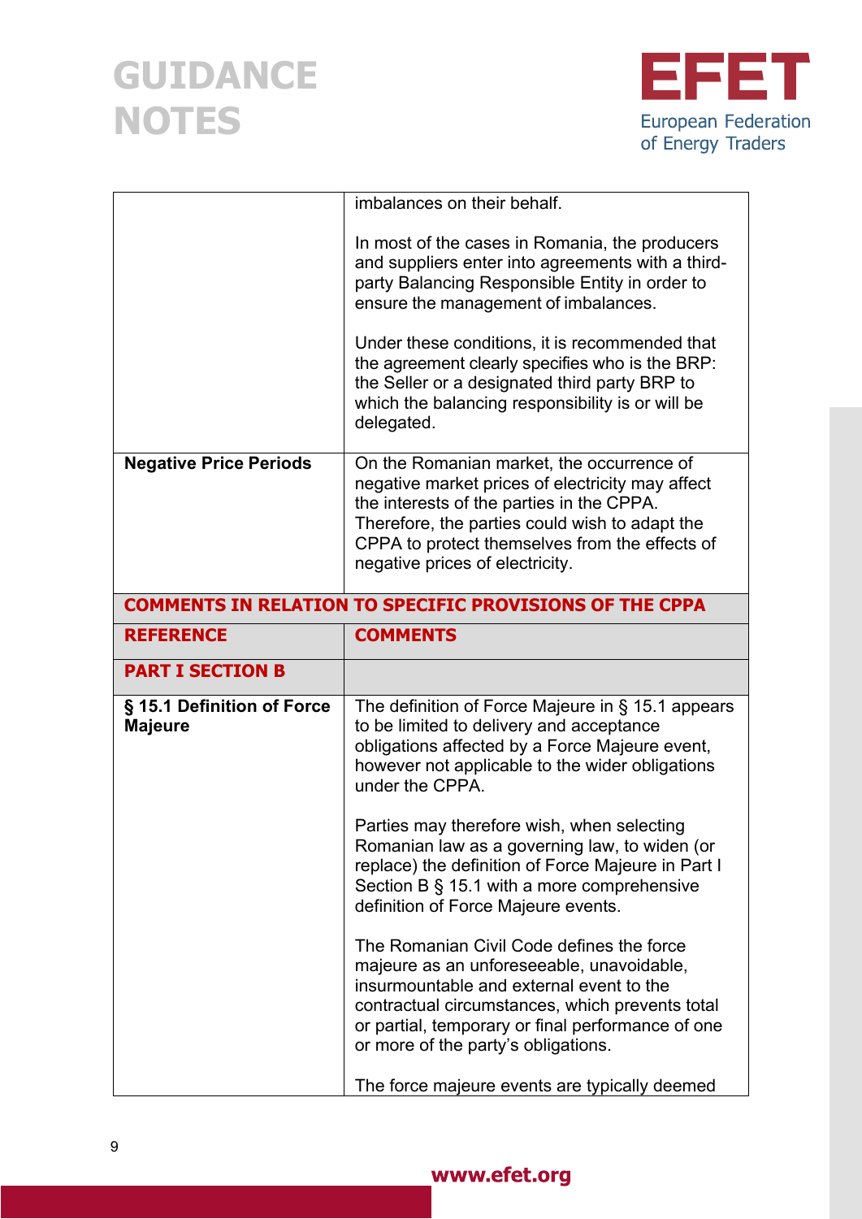| | |
|---|---|
| | imbalances on their behalf.<br><br>In most of the cases in Romania, the producers and suppliers enter into agreements with a third-party Balancing Responsible Entity in order to ensure the management of imbalances.<br><br>Under these conditions, it is recommended that the agreement clearly specifies who is the BRP: the Seller or a designated third party BRP to which the balancing responsibility is or will be delegated. |
| **Negative Price Periods** | On the Romanian market, the occurrence of negative market prices of electricity may affect the interests of the parties in the CPPA. Therefore, the parties could wish to adapt the CPPA to protect themselves from the effects of negative prices of electricity. |
| **COMMENTS IN RELATION TO SPECIFIC PROVISIONS OF THE CPPA** | |
| **REFERENCE** | **COMMENTS** |
| **PART I SECTION B** | |
| **§ 15.1 Definition of Force Majeure** | The definition of Force Majeure in § 15.1 appears to be limited to delivery and acceptance obligations affected by a Force Majeure event, however not applicable to the wider obligations under the CPPA.<br><br>Parties may therefore wish, when selecting Romanian law as a governing law, to widen (or replace) the definition of Force Majeure in Part I Section B § 15.1 with a more comprehensive definition of Force Majeure events.<br><br>The Romanian Civil Code defines the force majeure as an unforeseeable, unavoidable, insurmountable and external event to the contractual circumstances, which prevents total or partial, temporary or final performance of one or more of the party's obligations.<br><br>The force majeure events are typically deemed |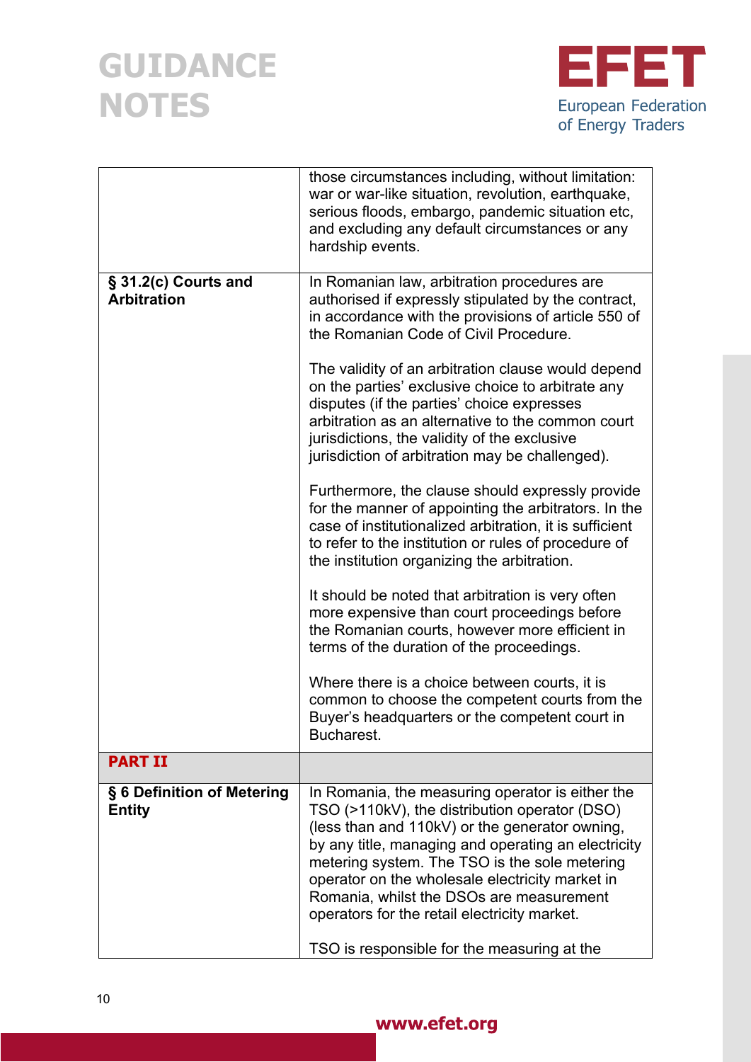| | |
|---|---|
| | those circumstances including, without limitation: war or war-like situation, revolution, earthquake, serious floods, embargo, pandemic situation etc, and excluding any default circumstances or any hardship events. |
| **§ 31.2(c) Courts and Arbitration** | In Romanian law, arbitration procedures are authorised if expressly stipulated by the contract, in accordance with the provisions of article 550 of the Romanian Code of Civil Procedure.<br><br>The validity of an arbitration clause would depend on the parties' exclusive choice to arbitrate any disputes (if the parties' choice expresses arbitration as an alternative to the common court jurisdictions, the validity of the exclusive jurisdiction of arbitration may be challenged).<br><br>Furthermore, the clause should expressly provide for the manner of appointing the arbitrators. In the case of institutionalized arbitration, it is sufficient to refer to the institution or rules of procedure of the institution organizing the arbitration.<br><br>It should be noted that arbitration is very often more expensive than court proceedings before the Romanian courts, however more efficient in terms of the duration of the proceedings.<br><br>Where there is a choice between courts, it is common to choose the competent courts from the Buyer's headquarters or the competent court in Bucharest. |
| **PART II** | |
| **§ 6 Definition of Metering Entity** | In Romania, the measuring operator is either the TSO (>110kV), the distribution operator (DSO) (less than and 110kV) or the generator owning, by any title, managing and operating an electricity metering system. The TSO is the sole metering operator on the wholesale electricity market in Romania, whilst the DSOs are measurement operators for the retail electricity market.<br><br>TSO is responsible for the measuring at the |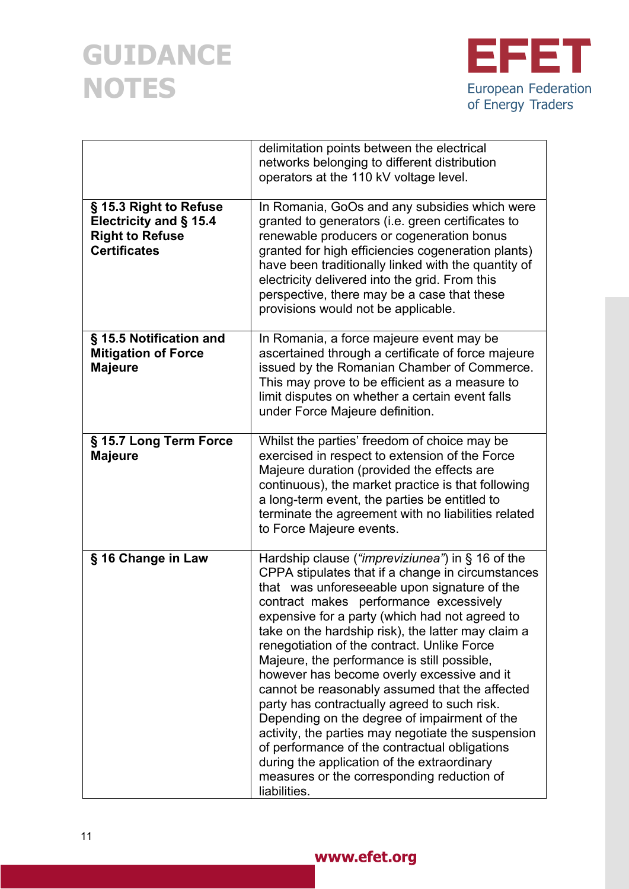| | |
|---|---|
| | delimitation points between the electrical networks belonging to different distribution operators at the 110 kV voltage level. |
| **§ 15.3 Right to Refuse Electricity and § 15.4 Right to Refuse Certificates** | In Romania, GoOs and any subsidies which were granted to generators (i.e. green certificates to renewable producers or cogeneration bonus granted for high efficiencies cogeneration plants) have been traditionally linked with the quantity of electricity delivered into the grid. From this perspective, there may be a case that these provisions would not be applicable. |
| **§ 15.5 Notification and Mitigation of Force Majeure** | In Romania, a force majeure event may be ascertained through a certificate of force majeure issued by the Romanian Chamber of Commerce. This may prove to be efficient as a measure to limit disputes on whether a certain event falls under Force Majeure definition. |
| **§ 15.7 Long Term Force Majeure** | Whilst the parties' freedom of choice may be exercised in respect to extension of the Force Majeure duration (provided the effects are continuous), the market practice is that following a long-term event, the parties be entitled to terminate the agreement with no liabilities related to Force Majeure events. |
| **§ 16 Change in Law** | Hardship clause (*"impreviziunea"*) in § 16 of the CPPA stipulates that if a change in circumstances that was unforeseeable upon signature of the contract makes performance excessively expensive for a party (which had not agreed to take on the hardship risk), the latter may claim a renegotiation of the contract. Unlike Force Majeure, the performance is still possible, however has become overly excessive and it cannot be reasonably assumed that the affected party has contractually agreed to such risk. Depending on the degree of impairment of the activity, the parties may negotiate the suspension of performance of the contractual obligations during the application of the extraordinary measures or the corresponding reduction of liabilities. |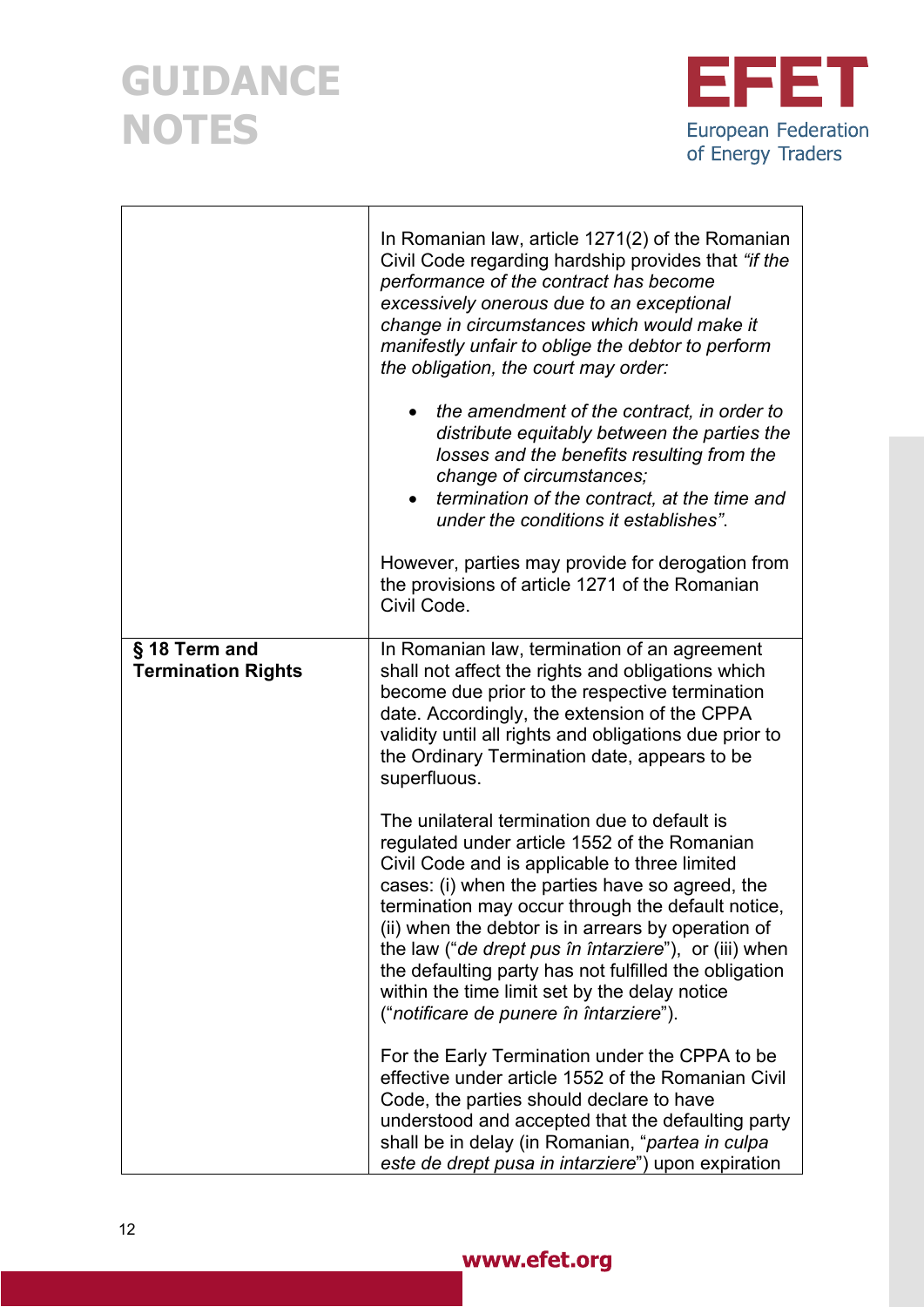| | |
|---|---|
| | In Romanian law, article 1271(2) of the Romanian Civil Code regarding hardship provides that *"if the performance of the contract has become excessively onerous due to an exceptional change in circumstances which would make it manifestly unfair to oblige the debtor to perform the obligation, the court may order:*<br><br>• *the amendment of the contract, in order to distribute equitably between the parties the losses and the benefits resulting from the change of circumstances;*<br>• *termination of the contract, at the time and under the conditions it establishes"*.<br><br>However, parties may provide for derogation from the provisions of article 1271 of the Romanian Civil Code. |
| **§ 18 Term and Termination Rights** | In Romanian law, termination of an agreement shall not affect the rights and obligations which become due prior to the respective termination date. Accordingly, the extension of the CPPA validity until all rights and obligations due prior to the Ordinary Termination date, appears to be superfluous.<br><br>The unilateral termination due to default is regulated under article 1552 of the Romanian Civil Code and is applicable to three limited cases: (i) when the parties have so agreed, the termination may occur through the default notice, (ii) when the debtor is in arrears by operation of the law ("*de drept pus în întarziere*"), or (iii) when the defaulting party has not fulfilled the obligation within the time limit set by the delay notice ("*notificare de punere în întarziere*").<br><br>For the Early Termination under the CPPA to be effective under article 1552 of the Romanian Civil Code, the parties should declare to have understood and accepted that the defaulting party shall be in delay (in Romanian, "*partea in culpa este de drept pusa in intarziere*") upon expiration |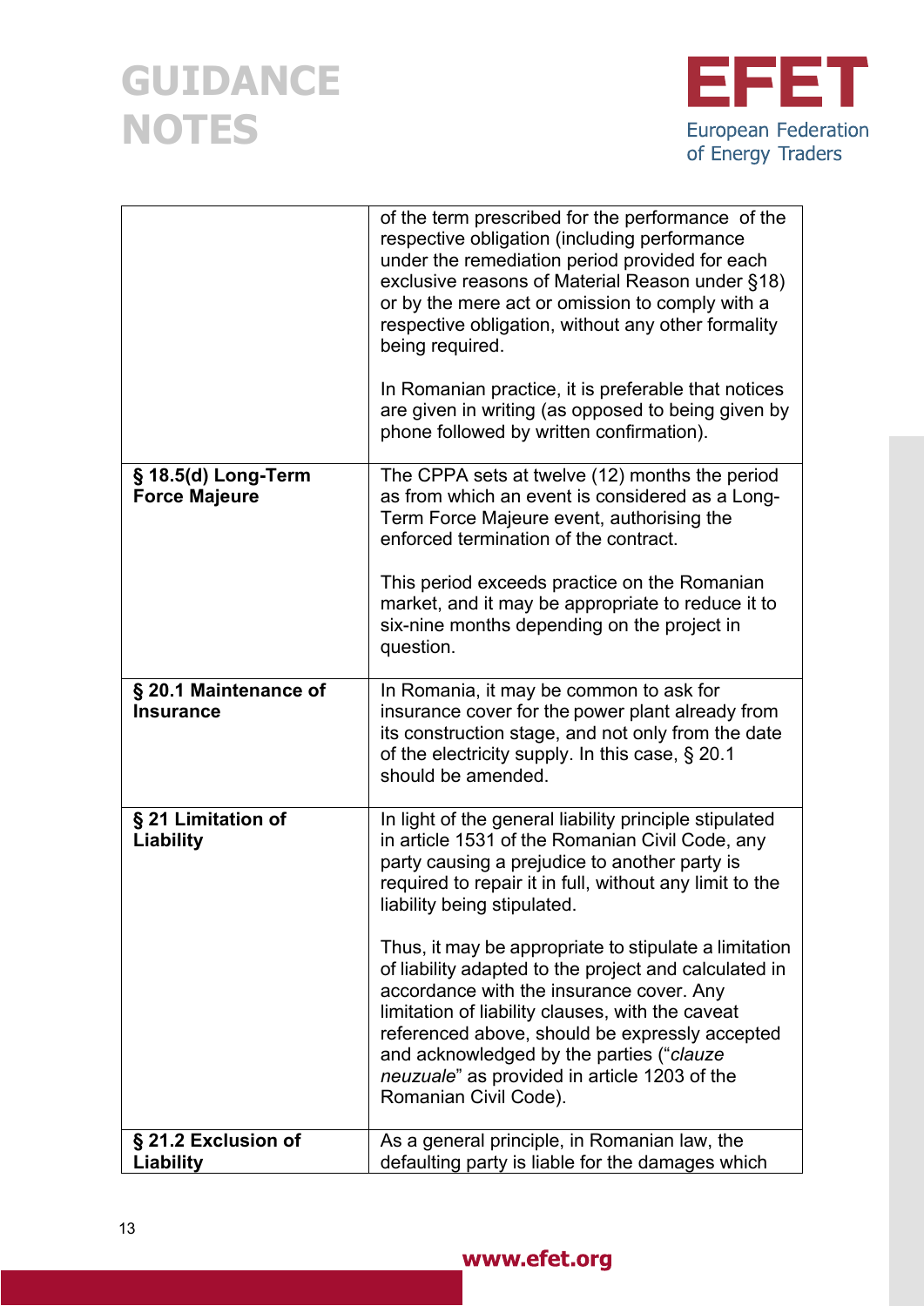| | |
|---|---|
| | of the term prescribed for the performance of the respective obligation (including performance under the remediation period provided for each exclusive reasons of Material Reason under §18) or by the mere act or omission to comply with a respective obligation, without any other formality being required.<br><br>In Romanian practice, it is preferable that notices are given in writing (as opposed to being given by phone followed by written confirmation). |
| **§ 18.5(d) Long-Term Force Majeure** | The CPPA sets at twelve (12) months the period as from which an event is considered as a Long-Term Force Majeure event, authorising the enforced termination of the contract.<br><br>This period exceeds practice on the Romanian market, and it may be appropriate to reduce it to six-nine months depending on the project in question. |
| **§ 20.1 Maintenance of Insurance** | In Romania, it may be common to ask for insurance cover for the power plant already from its construction stage, and not only from the date of the electricity supply. In this case, § 20.1 should be amended. |
| **§ 21 Limitation of Liability** | In light of the general liability principle stipulated in article 1531 of the Romanian Civil Code, any party causing a prejudice to another party is required to repair it in full, without any limit to the liability being stipulated.<br><br>Thus, it may be appropriate to stipulate a limitation of liability adapted to the project and calculated in accordance with the insurance cover. Any limitation of liability clauses, with the caveat referenced above, should be expressly accepted and acknowledged by the parties ("*clauze neuzuale*" as provided in article 1203 of the Romanian Civil Code). |
| **§ 21.2 Exclusion of Liability** | As a general principle, in Romanian law, the defaulting party is liable for the damages which |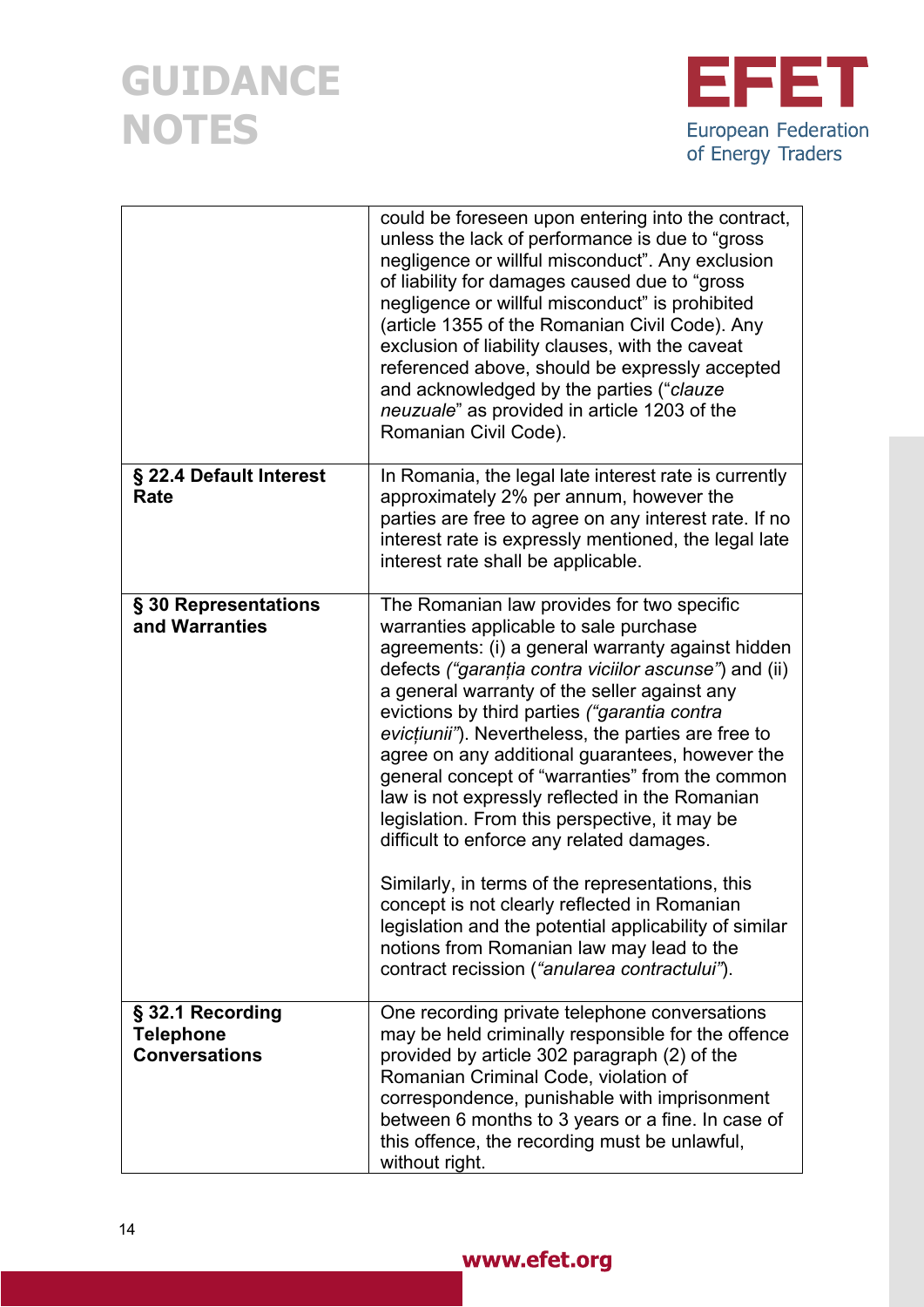|  |  |
| --- | --- |
|  | could be foreseen upon entering into the contract, unless the lack of performance is due to "gross negligence or willful misconduct". Any exclusion of liability for damages caused due to "gross negligence or willful misconduct" is prohibited (article 1355 of the Romanian Civil Code). Any exclusion of liability clauses, with the caveat referenced above, should be expressly accepted and acknowledged by the parties ("*clauze neuzuale*" as provided in article 1203 of the Romanian Civil Code). |
| **§ 22.4 Default Interest Rate** | In Romania, the legal late interest rate is currently approximately 2% per annum, however the parties are free to agree on any interest rate. If no interest rate is expressly mentioned, the legal late interest rate shall be applicable. |
| **§ 30 Representations and Warranties** | The Romanian law provides for two specific warranties applicable to sale purchase agreements: (i) a general warranty against hidden defects *("garanția contra viciilor ascunse"*) and (ii) a general warranty of the seller against any evictions by third parties *("garantia contra evicțiunii"*). Nevertheless, the parties are free to agree on any additional guarantees, however the general concept of "warranties" from the common law is not expressly reflected in the Romanian legislation. From this perspective, it may be difficult to enforce any related damages.<br><br>Similarly, in terms of the representations, this concept is not clearly reflected in Romanian legislation and the potential applicability of similar notions from Romanian law may lead to the contract recission (*"anularea contractului"*). |
| **§ 32.1 Recording Telephone Conversations** | One recording private telephone conversations may be held criminally responsible for the offence provided by article 302 paragraph (2) of the Romanian Criminal Code, violation of correspondence, punishable with imprisonment between 6 months to 3 years or a fine. In case of this offence, the recording must be unlawful, without right. |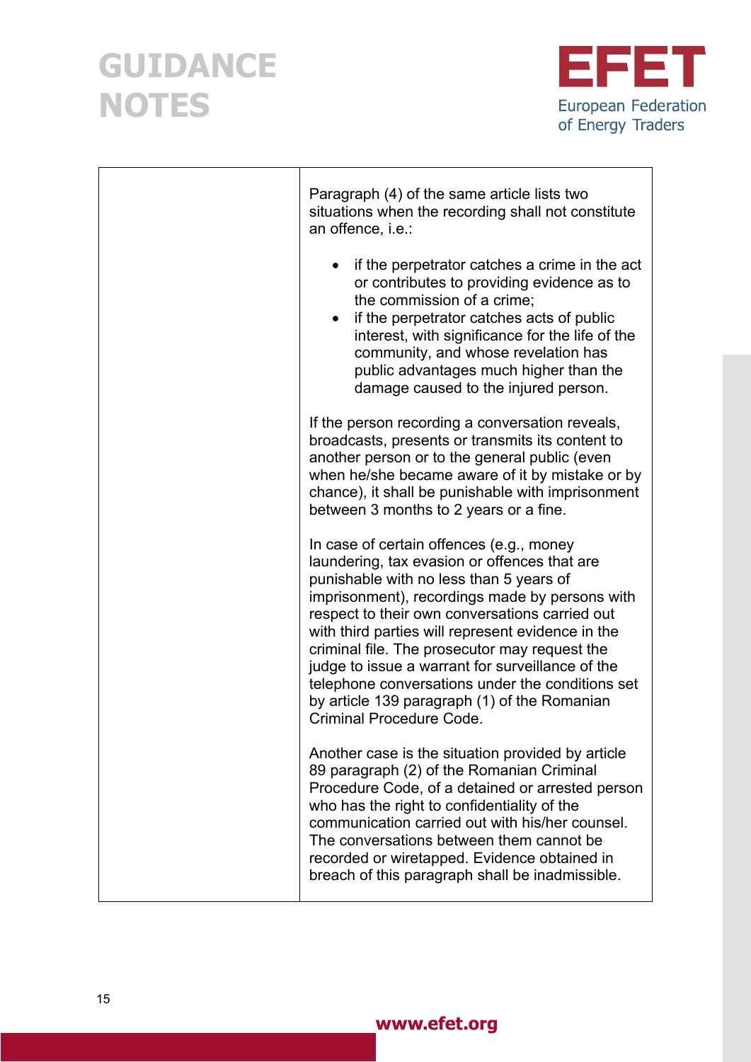| | Paragraph (4) of the same article lists two situations when the recording shall not constitute an offence, i.e.:<br><br>• if the perpetrator catches a crime in the act or contributes to providing evidence as to the commission of a crime;<br>• if the perpetrator catches acts of public interest, with significance for the life of the community, and whose revelation has public advantages much higher than the damage caused to the injured person.<br><br>If the person recording a conversation reveals, broadcasts, presents or transmits its content to another person or to the general public (even when he/she became aware of it by mistake or by chance), it shall be punishable with imprisonment between 3 months to 2 years or a fine.<br><br>In case of certain offences (e.g., money laundering, tax evasion or offences that are punishable with no less than 5 years of imprisonment), recordings made by persons with respect to their own conversations carried out with third parties will represent evidence in the criminal file. The prosecutor may request the judge to issue a warrant for surveillance of the telephone conversations under the conditions set by article 139 paragraph (1) of the Romanian Criminal Procedure Code.<br><br>Another case is the situation provided by article 89 paragraph (2) of the Romanian Criminal Procedure Code, of a detained or arrested person who has the right to confidentiality of the communication carried out with his/her counsel. The conversations between them cannot be recorded or wiretapped. Evidence obtained in breach of this paragraph shall be inadmissible. |
|---|---|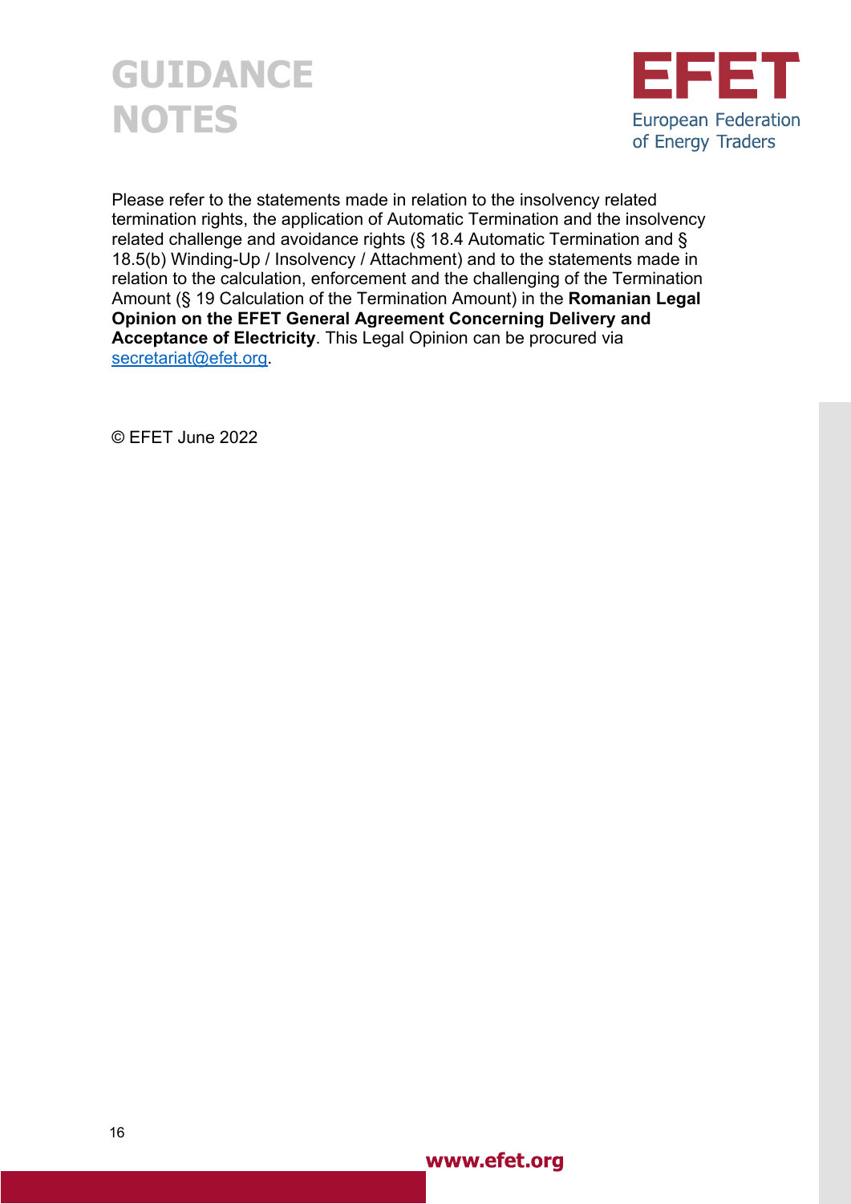Please refer to the statements made in relation to the insolvency related termination rights, the application of Automatic Termination and the insolvency related challenge and avoidance rights (§ 18.4 Automatic Termination and § 18.5(b) Winding-Up / Insolvency / Attachment) and to the statements made in relation to the calculation, enforcement and the challenging of the Termination Amount (§ 19 Calculation of the Termination Amount) in the **Romanian Legal Opinion on the EFET General Agreement Concerning Delivery and Acceptance of Electricity**. This Legal Opinion can be procured via secretariat@efet.org.

© EFET June 2022